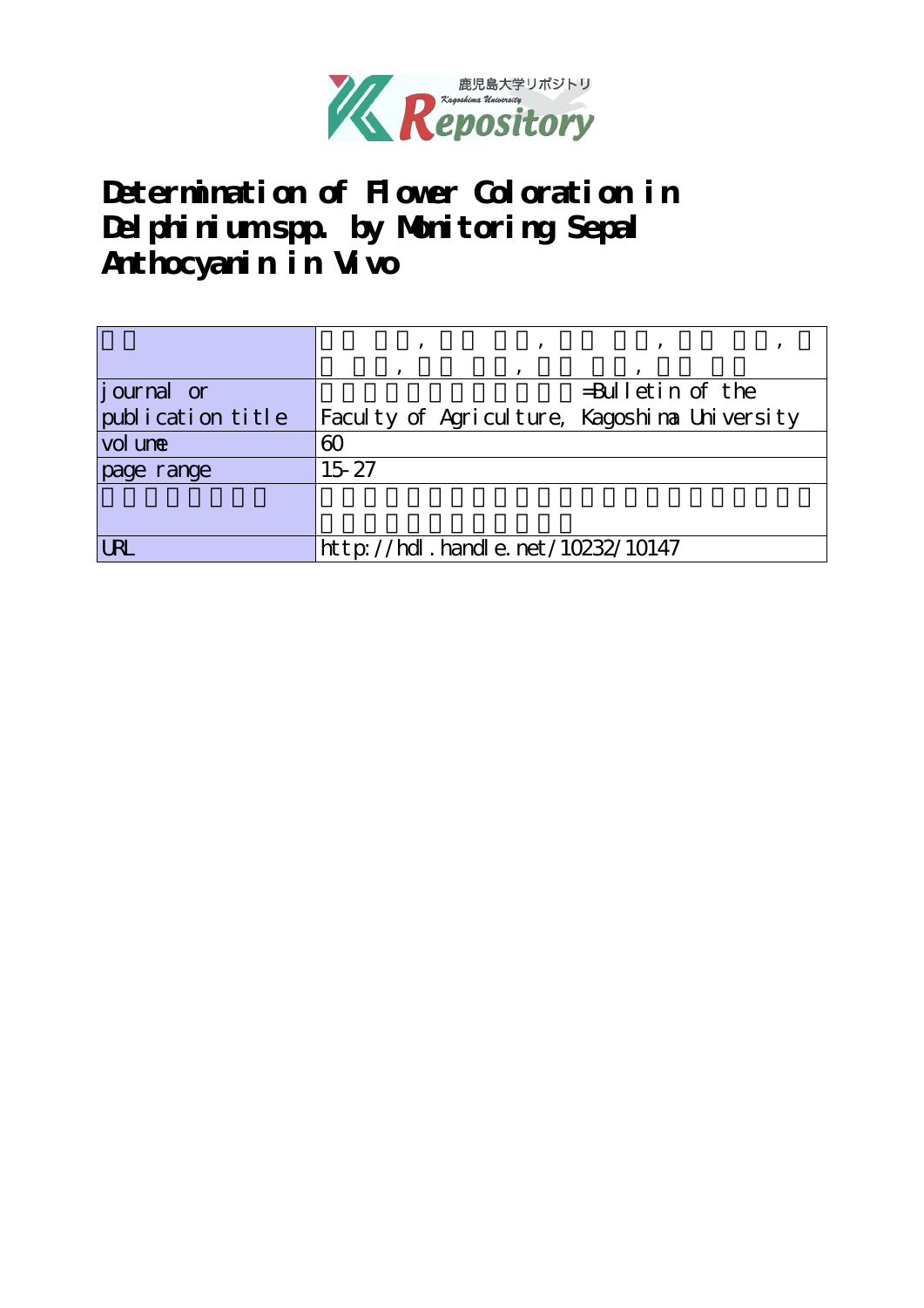# Determination of Flower Coloration in Delphinium spp. by Monitoring Sepal Anthocyanin in Vivo

| | |
|---|---|
| | , , , , |
| | , , , |
| journal or publication title | =Bulletin of the Faculty of Agriculture, Kagoshima University |
| volume | 60 |
| page range | 15-27 |
| | |
| URL | http://hdl.handle.net/10232/10147 |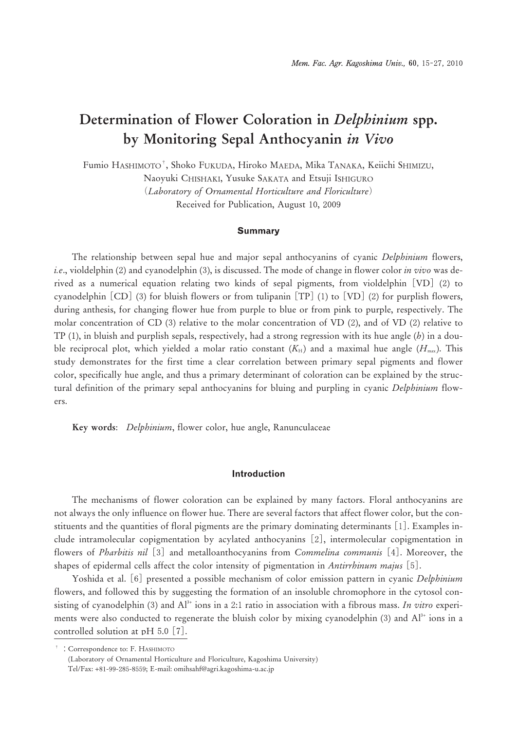# Determination of Flower Coloration in *Delphinium* spp. by Monitoring Sepal Anthocyanin *in Vivo*

Fumio HASHIMOTO†, Shoko FUKUDA, Hiroko MAEDA, Mika TANAKA, Keiichi SHIMIZU, Naoyuki CHISHAKI, Yusuke SAKATA and Etsuji ISHIGURO

(*Laboratory of Ornamental Horticulture and Floriculture*)

Received for Publication, August 10, 2009

## Summary

The relationship between sepal hue and major sepal anthocyanins of cyanic *Delphinium* flowers, *i.e.*, violdelphin (2) and cyanodelphin (3), is discussed. The mode of change in flower color *in vivo* was derived as a numerical equation relating two kinds of sepal pigments, from violdelphin [VD] (2) to cyanodelphin [CD] (3) for bluish flowers or from tulipanin [TP] (1) to [VD] (2) for purplish flowers, during anthesis, for changing flower hue from purple to blue or from pink to purple, respectively. The molar concentration of CD (3) relative to the molar concentration of VD (2), and of VD (2) relative to TP (1), in bluish and purplish sepals, respectively, had a strong regression with its hue angle ($h$) in a double reciprocal plot, which yielded a molar ratio constant ($K_H$) and a maximal hue angle ($H_{max}$). This study demonstrates for the first time a clear correlation between primary sepal pigments and flower color, specifically hue angle, and thus a primary determinant of coloration can be explained by the structural definition of the primary sepal anthocyanins for bluing and purpling in cyanic *Delphinium* flowers.

**Key words**: *Delphinium*, flower color, hue angle, Ranunculaceae

## Introduction

The mechanisms of flower coloration can be explained by many factors. Floral anthocyanins are not always the only influence on flower hue. There are several factors that affect flower color, but the constituents and the quantities of floral pigments are the primary dominating determinants [1]. Examples include intramolecular copigmentation by acylated anthocyanins [2], intermolecular copigmentation in flowers of *Pharbitis nil* [3] and metalloanthocyanins from *Commelina communis* [4]. Moreover, the shapes of epidermal cells affect the color intensity of pigmentation in *Antirrhinum majus* [5].

Yoshida et al. [6] presented a possible mechanism of color emission pattern in cyanic *Delphinium* flowers, and followed this by suggesting the formation of an insoluble chromophore in the cytosol consisting of cyanodelphin (3) and $Al^{3+}$ ions in a 2:1 ratio in association with a fibrous mass. *In vitro* experiments were also conducted to regenerate the bluish color by mixing cyanodelphin (3) and $Al^{3+}$ ions in a controlled solution at pH 5.0 [7].

† : Correspondence to: F. HASHIMOTO
(Laboratory of Ornamental Horticulture and Floriculture, Kagoshima University)
Tel/Fax: +81-99-285-8559; E-mail: omihsahf@agri.kagoshima-u.ac.jp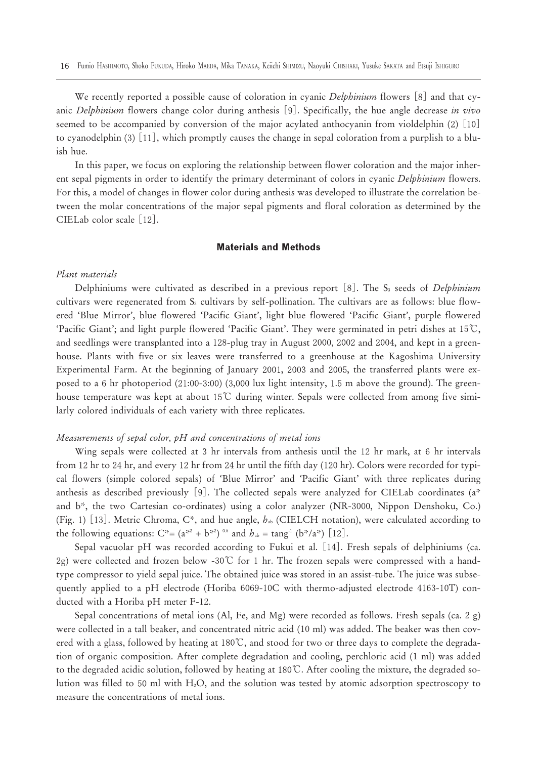We recently reported a possible cause of coloration in cyanic *Delphinium* flowers [8] and that cyanic *Delphinium* flowers change color during anthesis [9]. Specifically, the hue angle decrease *in vivo* seemed to be accompanied by conversion of the major acylated anthocyanin from violdelphin (2) [10] to cyanodelphin (3) [11], which promptly causes the change in sepal coloration from a purplish to a bluish hue.

In this paper, we focus on exploring the relationship between flower coloration and the major inherent sepal pigments in order to identify the primary determinant of colors in cyanic *Delphinium* flowers. For this, a model of changes in flower color during anthesis was developed to illustrate the correlation between the molar concentrations of the major sepal pigments and floral coloration as determined by the CIELab color scale [12].

## Materials and Methods

### *Plant materials*

Delphiniums were cultivated as described in a previous report [8]. The $S_3$ seeds of *Delphinium* cultivars were regenerated from $S_2$ cultivars by self-pollination. The cultivars are as follows: blue flowered 'Blue Mirror', blue flowered 'Pacific Giant', light blue flowered 'Pacific Giant', purple flowered 'Pacific Giant'; and light purple flowered 'Pacific Giant'. They were germinated in petri dishes at 15℃, and seedlings were transplanted into a 128-plug tray in August 2000, 2002 and 2004, and kept in a greenhouse. Plants with five or six leaves were transferred to a greenhouse at the Kagoshima University Experimental Farm. At the beginning of January 2001, 2003 and 2005, the transferred plants were exposed to a 6 hr photoperiod (21:00-3:00) (3,000 lux light intensity, 1.5 m above the ground). The greenhouse temperature was kept at about 15℃ during winter. Sepals were collected from among five similarly colored individuals of each variety with three replicates.

### *Measurements of sepal color, pH and concentrations of metal ions*

Wing sepals were collected at 3 hr intervals from anthesis until the 12 hr mark, at 6 hr intervals from 12 hr to 24 hr, and every 12 hr from 24 hr until the fifth day (120 hr). Colors were recorded for typical flowers (simple colored sepals) of 'Blue Mirror' and 'Pacific Giant' with three replicates during anthesis as described previously [9]. The collected sepals were analyzed for CIELab coordinates ($a^*$ and $b^*$, the two Cartesian co-ordinates) using a color analyzer (NR-3000, Nippon Denshoku, Co.) (Fig. 1) [13]. Metric Chroma, $C^*$, and hue angle, $h_{ab}$ (CIELCH notation), were calculated according to the following equations: $C^* = (a^{*2} + b^{*2})^{0.5}$ and $h_{ab} = \tan^{-1}(b^*/a^*)$ [12].

Sepal vacuolar pH was recorded according to Fukui et al. [14]. Fresh sepals of delphiniums (ca. 2g) were collected and frozen below -30℃ for 1 hr. The frozen sepals were compressed with a hand-type compressor to yield sepal juice. The obtained juice was stored in an assist-tube. The juice was subsequently applied to a pH electrode (Horiba 6069-10C with thermo-adjusted electrode 4163-10T) conducted with a Horiba pH meter F-12.

Sepal concentrations of metal ions (Al, Fe, and Mg) were recorded as follows. Fresh sepals (ca. 2 g) were collected in a tall beaker, and concentrated nitric acid (10 ml) was added. The beaker was then covered with a glass, followed by heating at 180℃, and stood for two or three days to complete the degradation of organic composition. After complete degradation and cooling, perchloric acid (1 ml) was added to the degraded acidic solution, followed by heating at 180℃. After cooling the mixture, the degraded solution was filled to 50 ml with $H_2O$, and the solution was tested by atomic adsorption spectroscopy to measure the concentrations of metal ions.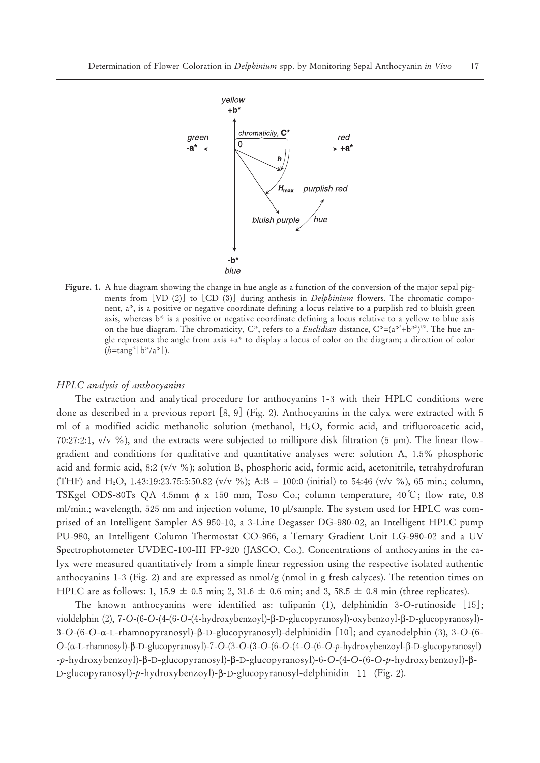Figure. 1. A hue diagram showing the change in hue angle as a function of the conversion of the major sepal pigments from [VD (2)] to [CD (3)] during anthesis in *Delphinium* flowers. The chromatic component, a*, is a positive or negative coordinate defining a locus relative to a purplish red to bluish green axis, whereas b* is a positive or negative coordinate defining a locus relative to a yellow to blue axis on the hue diagram. The chromaticity, C*, refers to a *Euclidian* distance, $C^*=(a^{*2}+b^{*2})^{1/2}$. The hue angle represents the angle from axis +a* to display a locus of color on the diagram; a direction of color ($h=\tan^{-1}[b^*/a^*]$).

### *HPLC analysis of anthocyanins*

The extraction and analytical procedure for anthocyanins 1-3 with their HPLC conditions were done as described in a previous report [8, 9] (Fig. 2). Anthocyanins in the calyx were extracted with 5 ml of a modified acidic methanolic solution (methanol, $H_2O$, formic acid, and trifluoroacetic acid, 70:27:2:1, v/v %), and the extracts were subjected to millipore disk filtration (5 μm). The linear flow-gradient and conditions for qualitative and quantitative analyses were: solution A, 1.5% phosphoric acid and formic acid, 8:2 (v/v %); solution B, phosphoric acid, formic acid, acetonitrile, tetrahydrofuran (THF) and $H_2O$, 1.43:19:23.75:5:50.82 (v/v %); A:B = 100:0 (initial) to 54:46 (v/v %), 65 min.; column, TSKgel ODS-80Ts QA 4.5mm $\phi$ x 150 mm, Toso Co.; column temperature, 40℃; flow rate, 0.8 ml/min.; wavelength, 525 nm and injection volume, 10 μl/sample. The system used for HPLC was comprised of an Intelligent Sampler AS 950-10, a 3-Line Degasser DG-980-02, an Intelligent HPLC pump PU-980, an Intelligent Column Thermostat CO-966, a Ternary Gradient Unit LG-980-02 and a UV Spectrophotometer UVDEC-100-III FP-920 (JASCO, Co.). Concentrations of anthocyanins in the calyx were measured quantitatively from a simple linear regression using the respective isolated authentic anthocyanins 1-3 (Fig. 2) and are expressed as nmol/g (nmol in g fresh calyces). The retention times on HPLC are as follows: 1, 15.9 ± 0.5 min; 2, 31.6 ± 0.6 min; and 3, 58.5 ± 0.8 min (three replicates).

The known anthocyanins were identified as: tulipanin (1), delphinidin 3-*O*-rutinoside [15]; violdelphin (2), 7-*O*-(6-*O*-(4-(6-*O*-(4-hydroxybenzoyl)-β-D-glucopyranosyl)-oxybenzoyl-β-D-glucopyranosyl)-3-*O*-(6-*O*-α-L-rhamnopyranosyl)-β-D-glucopyranosyl)-delphinidin [10]; and cyanodelphin (3), 3-*O*-(6-*O*-(α-L-rhamnosyl)-β-D-glucopyranosyl)-7-*O*-(3-*O*-(3-*O*-(6-*O*-(4-*O*-(6-*O*-*p*-hydroxybenzoyl-β-D-glucopyranosyl)-*p*-hydroxybenzoyl)-β-D-glucopyranosyl)-β-D-glucopyranosyl)-6-*O*-(4-*O*-(6-*O*-*p*-hydroxybenzoyl)-β-D-glucopyranosyl)-*p*-hydroxybenzoyl)-β-D-glucopyranosyl-delphinidin [11] (Fig. 2).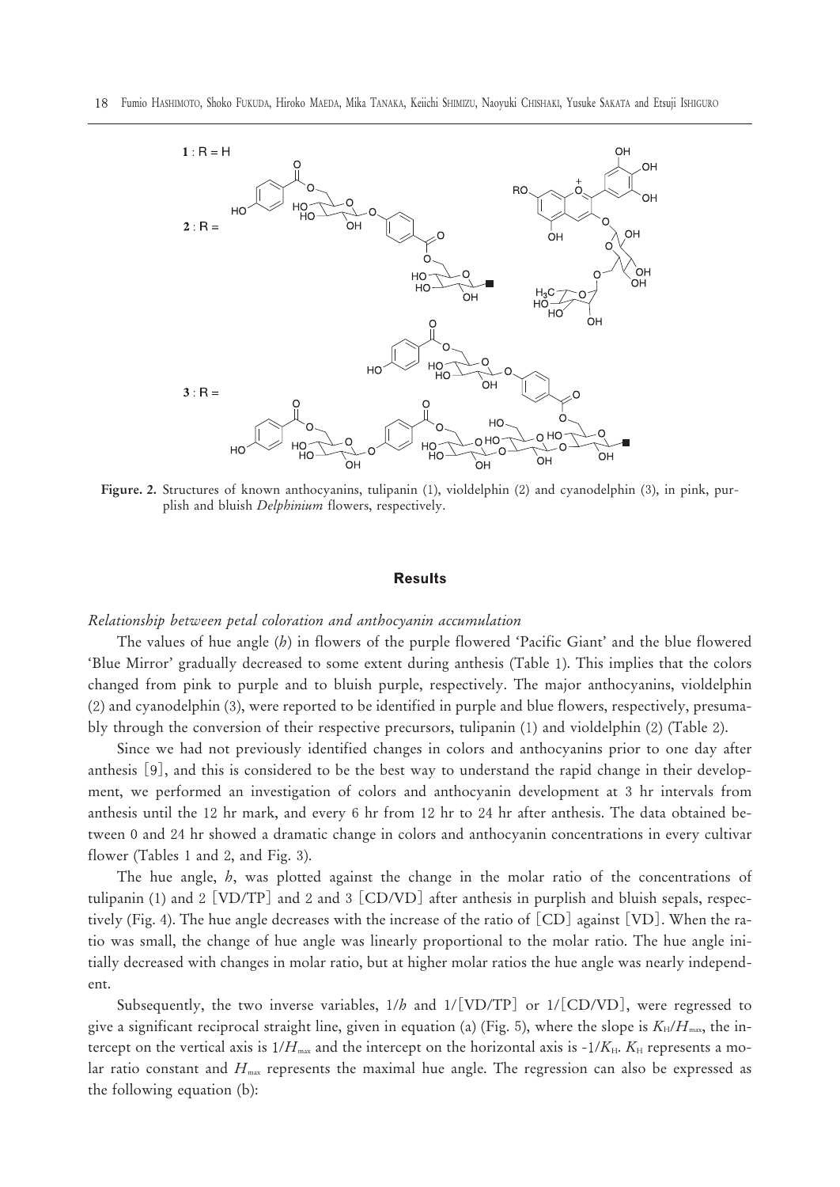**Figure. 2.** Structures of known anthocyanins, tulipanin (1), violdelphin (2) and cyanodelphin (3), in pink, purplish and bluish *Delphinium* flowers, respectively.

## Results

### *Relationship between petal coloration and anthocyanin accumulation*

The values of hue angle ($h$) in flowers of the purple flowered 'Pacific Giant' and the blue flowered 'Blue Mirror' gradually decreased to some extent during anthesis (Table 1). This implies that the colors changed from pink to purple and to bluish purple, respectively. The major anthocyanins, violdelphin (2) and cyanodelphin (3), were reported to be identified in purple and blue flowers, respectively, presumably through the conversion of their respective precursors, tulipanin (1) and violdelphin (2) (Table 2).

Since we had not previously identified changes in colors and anthocyanins prior to one day after anthesis [9], and this is considered to be the best way to understand the rapid change in their development, we performed an investigation of colors and anthocyanin development at 3 hr intervals from anthesis until the 12 hr mark, and every 6 hr from 12 hr to 24 hr after anthesis. The data obtained between 0 and 24 hr showed a dramatic change in colors and anthocyanin concentrations in every cultivar flower (Tables 1 and 2, and Fig. 3).

The hue angle, $h$, was plotted against the change in the molar ratio of the concentrations of tulipanin (1) and 2 [VD/TP] and 2 and 3 [CD/VD] after anthesis in purplish and bluish sepals, respectively (Fig. 4). The hue angle decreases with the increase of the ratio of [CD] against [VD]. When the ratio was small, the change of hue angle was linearly proportional to the molar ratio. The hue angle initially decreased with changes in molar ratio, but at higher molar ratios the hue angle was nearly independent.

Subsequently, the two inverse variables, $1/h$ and 1/[VD/TP] or 1/[CD/VD], were regressed to give a significant reciprocal straight line, given in equation (a) (Fig. 5), where the slope is $K_H/H_{max}$, the intercept on the vertical axis is $1/H_{max}$ and the intercept on the horizontal axis is $-1/K_H$. $K_H$ represents a molar ratio constant and $H_{max}$ represents the maximal hue angle. The regression can also be expressed as the following equation (b):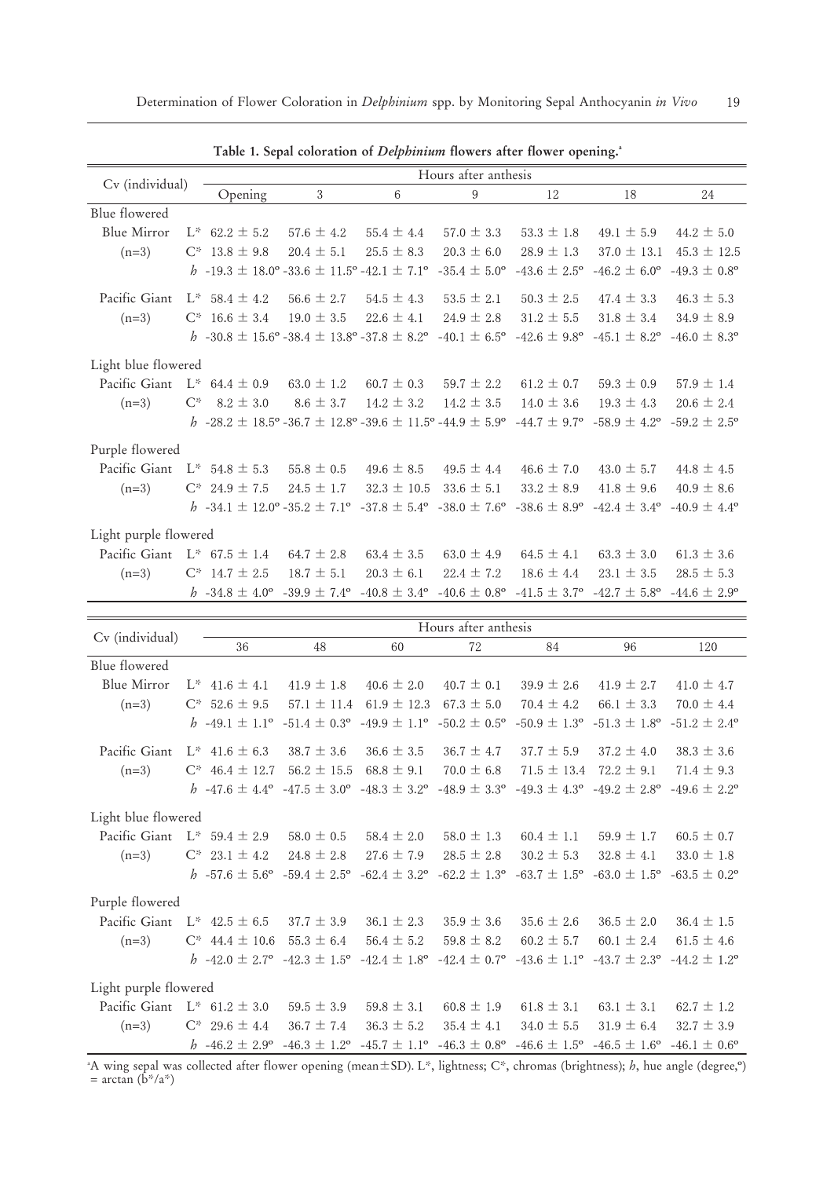**Table 1. Sepal coloration of *Delphinium* flowers after flower opening.**[a]

| Cv (individual) | | Hours after anthesis | | | | | | |
|---|---|---|---|---|---|---|---|---|
| | | Opening | 3 | 6 | 9 | 12 | 18 | 24 |
| Blue flowered | | | | | | | | |
| Blue Mirror | L* | 62.2 ± 5.2 | 57.6 ± 4.2 | 55.4 ± 4.4 | 57.0 ± 3.3 | 53.3 ± 1.8 | 49.1 ± 5.9 | 44.2 ± 5.0 |
| (n=3) | C* | 13.8 ± 9.8 | 20.4 ± 5.1 | 25.5 ± 8.3 | 20.3 ± 6.0 | 28.9 ± 1.3 | 37.0 ± 13.1 | 45.3 ± 12.5 |
| | *h* | -19.3 ± 18.0° | -33.6 ± 11.5° | -42.1 ± 7.1° | -35.4 ± 5.0° | -43.6 ± 2.5° | -46.2 ± 6.0° | -49.3 ± 0.8° |
| Pacific Giant | L* | 58.4 ± 4.2 | 56.6 ± 2.7 | 54.5 ± 4.3 | 53.5 ± 2.1 | 50.3 ± 2.5 | 47.4 ± 3.3 | 46.3 ± 5.3 |
| (n=3) | C* | 16.6 ± 3.4 | 19.0 ± 3.5 | 22.6 ± 4.1 | 24.9 ± 2.8 | 31.2 ± 5.5 | 31.8 ± 3.4 | 34.9 ± 8.9 |
| | *h* | -30.8 ± 15.6° | -38.4 ± 13.8° | -37.8 ± 8.2° | -40.1 ± 6.5° | -42.6 ± 9.8° | -45.1 ± 8.2° | -46.0 ± 8.3° |
| Light blue flowered | | | | | | | | |
| Pacific Giant | L* | 64.4 ± 0.9 | 63.0 ± 1.2 | 60.7 ± 0.3 | 59.7 ± 2.2 | 61.2 ± 0.7 | 59.3 ± 0.9 | 57.9 ± 1.4 |
| (n=3) | C* | 8.2 ± 3.0 | 8.6 ± 3.7 | 14.2 ± 3.2 | 14.2 ± 3.5 | 14.0 ± 3.6 | 19.3 ± 4.3 | 20.6 ± 2.4 |
| | *h* | -28.2 ± 18.5° | -36.7 ± 12.8° | -39.6 ± 11.5° | -44.9 ± 5.9° | -44.7 ± 9.7° | -58.9 ± 4.2° | -59.2 ± 2.5° |
| Purple flowered | | | | | | | | |
| Pacific Giant | L* | 54.8 ± 5.3 | 55.8 ± 0.5 | 49.6 ± 8.5 | 49.5 ± 4.4 | 46.6 ± 7.0 | 43.0 ± 5.7 | 44.8 ± 4.5 |
| (n=3) | C* | 24.9 ± 7.5 | 24.5 ± 1.7 | 32.3 ± 10.5 | 33.6 ± 5.1 | 33.2 ± 8.9 | 41.8 ± 9.6 | 40.9 ± 8.6 |
| | *h* | -34.1 ± 12.0° | -35.2 ± 7.1° | -37.8 ± 5.4° | -38.0 ± 7.6° | -38.6 ± 8.9° | -42.4 ± 3.4° | -40.9 ± 4.4° |
| Light purple flowered | | | | | | | | |
| Pacific Giant | L* | 67.5 ± 1.4 | 64.7 ± 2.8 | 63.4 ± 3.5 | 63.0 ± 4.9 | 64.5 ± 4.1 | 63.3 ± 3.0 | 61.3 ± 3.6 |
| (n=3) | C* | 14.7 ± 2.5 | 18.7 ± 5.1 | 20.3 ± 6.1 | 22.4 ± 7.2 | 18.6 ± 4.4 | 23.1 ± 3.5 | 28.5 ± 5.3 |
| | *h* | -34.8 ± 4.0° | -39.9 ± 7.4° | -40.8 ± 3.4° | -40.6 ± 0.8° | -41.5 ± 3.7° | -42.7 ± 5.8° | -44.6 ± 2.9° |

| Cv (individual) | | Hours after anthesis | | | | | | |
|---|---|---|---|---|---|---|---|---|
| | | 36 | 48 | 60 | 72 | 84 | 96 | 120 |
| Blue flowered | | | | | | | | |
| Blue Mirror | L* | 41.6 ± 4.1 | 41.9 ± 1.8 | 40.6 ± 2.0 | 40.7 ± 0.1 | 39.9 ± 2.6 | 41.9 ± 2.7 | 41.0 ± 4.7 |
| (n=3) | C* | 52.6 ± 9.5 | 57.1 ± 11.4 | 61.9 ± 12.3 | 67.3 ± 5.0 | 70.4 ± 4.2 | 66.1 ± 3.3 | 70.0 ± 4.4 |
| | *h* | -49.1 ± 1.1° | -51.4 ± 0.3° | -49.9 ± 1.1° | -50.2 ± 0.5° | -50.9 ± 1.3° | -51.3 ± 1.8° | -51.2 ± 2.4° |
| Pacific Giant | L* | 41.6 ± 6.3 | 38.7 ± 3.6 | 36.6 ± 3.5 | 36.7 ± 4.7 | 37.7 ± 5.9 | 37.2 ± 4.0 | 38.3 ± 3.6 |
| (n=3) | C* | 46.4 ± 12.7 | 56.2 ± 15.5 | 68.8 ± 9.1 | 70.0 ± 6.8 | 71.5 ± 13.4 | 72.2 ± 9.1 | 71.4 ± 9.3 |
| | *h* | -47.6 ± 4.4° | -47.5 ± 3.0° | -48.3 ± 3.2° | -48.9 ± 3.3° | -49.3 ± 4.3° | -49.2 ± 2.8° | -49.6 ± 2.2° |
| Light blue flowered | | | | | | | | |
| Pacific Giant | L* | 59.4 ± 2.9 | 58.0 ± 0.5 | 58.4 ± 2.0 | 58.0 ± 1.3 | 60.4 ± 1.1 | 59.9 ± 1.7 | 60.5 ± 0.7 |
| (n=3) | C* | 23.1 ± 4.2 | 24.8 ± 2.8 | 27.6 ± 7.9 | 28.5 ± 2.8 | 30.2 ± 5.3 | 32.8 ± 4.1 | 33.0 ± 1.8 |
| | *h* | -57.6 ± 5.6° | -59.4 ± 2.5° | -62.4 ± 3.2° | -62.2 ± 1.3° | -63.7 ± 1.5° | -63.0 ± 1.5° | -63.5 ± 0.2° |
| Purple flowered | | | | | | | | |
| Pacific Giant | L* | 42.5 ± 6.5 | 37.7 ± 3.9 | 36.1 ± 2.3 | 35.9 ± 3.6 | 35.6 ± 2.6 | 36.5 ± 2.0 | 36.4 ± 1.5 |
| (n=3) | C* | 44.4 ± 10.6 | 55.3 ± 6.4 | 56.4 ± 5.2 | 59.8 ± 8.2 | 60.2 ± 5.7 | 60.1 ± 2.4 | 61.5 ± 4.6 |
| | *h* | -42.0 ± 2.7° | -42.3 ± 1.5° | -42.4 ± 1.8° | -42.4 ± 0.7° | -43.6 ± 1.1° | -43.7 ± 2.3° | -44.2 ± 1.2° |
| Light purple flowered | | | | | | | | |
| Pacific Giant | L* | 61.2 ± 3.0 | 59.5 ± 3.9 | 59.8 ± 3.1 | 60.8 ± 1.9 | 61.8 ± 3.1 | 63.1 ± 3.1 | 62.7 ± 1.2 |
| (n=3) | C* | 29.6 ± 4.4 | 36.7 ± 7.4 | 36.3 ± 5.2 | 35.4 ± 4.1 | 34.0 ± 5.5 | 31.9 ± 6.4 | 32.7 ± 3.9 |
| | *h* | -46.2 ± 2.9° | -46.3 ± 1.2° | -45.7 ± 1.1° | -46.3 ± 0.8° | -46.6 ± 1.5° | -46.5 ± 1.6° | -46.1 ± 0.6° |

[a]A wing sepal was collected after flower opening (mean±SD). L*, lightness; C*, chromas (brightness); *h*, hue angle (degree,°) = arctan (b*/a*)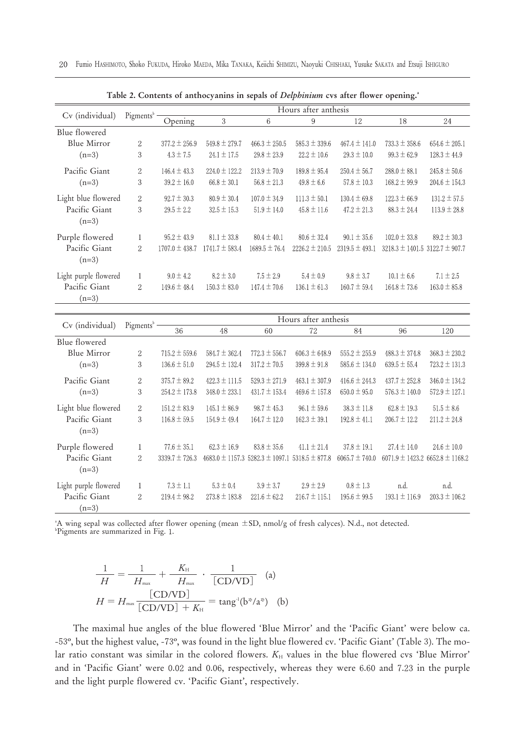**Table 2. Contents of anthocyanins in sepals of *Delphinium* cvs after flower opening.**[a]

| Cv (individual) | Pigments[b] | Hours after anthesis | | | | | | |
|---|---|---|---|---|---|---|---|---|
| | | Opening | 3 | 6 | 9 | 12 | 18 | 24 |
| Blue flowered | | | | | | | | |
| Blue Mirror | 2 | 377.2 ± 256.9 | 549.8 ± 279.7 | 466.3 ± 250.5 | 585.3 ± 339.6 | 467.4 ± 141.0 | 733.3 ± 358.6 | 654.6 ± 205.1 |
| (n=3) | 3 | 4.3 ± 7.5 | 24.1 ± 17.5 | 29.8 ± 23.9 | 22.2 ± 10.6 | 29.3 ± 10.0 | 99.3 ± 62.9 | 128.3 ± 44.9 |
| Pacific Giant | 2 | 146.4 ± 43.3 | 224.0 ± 122.2 | 213.9 ± 70.9 | 189.8 ± 95.4 | 250.4 ± 56.7 | 288.0 ± 88.1 | 245.8 ± 50.6 |
| (n=3) | 3 | 39.2 ± 16.0 | 66.8 ± 30.1 | 56.8 ± 21.3 | 49.8 ± 6.6 | 57.8 ± 10.3 | 168.2 ± 99.9 | 204.6 ± 154.3 |
| Light blue flowered | 2 | 92.7 ± 30.3 | 80.9 ± 30.4 | 107.0 ± 34.9 | 111.3 ± 50.1 | 130.4 ± 69.8 | 122.3 ± 66.9 | 131.2 ± 57.5 |
| Pacific Giant | 3 | 29.5 ± 2.2 | 32.5 ± 15.3 | 51.9 ± 14.0 | 45.8 ± 11.6 | 47.2 ± 21.3 | 88.3 ± 24.4 | 113.9 ± 28.8 |
| (n=3) | | | | | | | | |
| Purple flowered | 1 | 95.2 ± 43.9 | 81.1 ± 33.8 | 80.4 ± 40.1 | 80.6 ± 32.4 | 90.1 ± 35.6 | 102.0 ± 33.8 | 89.2 ± 30.3 |
| Pacific Giant | 2 | 1707.0 ± 438.7 | 1741.7 ± 583.4 | 1689.5 ± 76.4 | 2226.2 ± 210.5 | 2319.5 ± 493.1 | 3218.3 ± 1401.5 | 3122.7 ± 907.7 |
| (n=3) | | | | | | | | |
| Light purple flowered | 1 | 9.0 ± 4.2 | 8.2 ± 3.0 | 7.5 ± 2.9 | 5.4 ± 0.9 | 9.8 ± 3.7 | 10.1 ± 6.6 | 7.1 ± 2.5 |
| Pacific Giant | 2 | 149.6 ± 48.4 | 150.3 ± 83.0 | 147.4 ± 70.6 | 136.1 ± 61.3 | 160.7 ± 59.4 | 164.8 ± 73.6 | 163.0 ± 85.8 |
| (n=3) | | | | | | | | |

| Cv (individual) | Pigments[b] | Hours after anthesis | | | | | | |
|---|---|---|---|---|---|---|---|---|
| | | 36 | 48 | 60 | 72 | 84 | 96 | 120 |
| Blue flowered | | | | | | | | |
| Blue Mirror | 2 | 715.2 ± 559.6 | 584.7 ± 362.4 | 772.3 ± 556.7 | 606.3 ± 648.9 | 555.2 ± 255.9 | 488.3 ± 374.8 | 368.3 ± 230.2 |
| (n=3) | 3 | 136.6 ± 51.0 | 294.5 ± 132.4 | 317.2 ± 70.5 | 399.8 ± 91.8 | 585.6 ± 134.0 | 639.5 ± 55.4 | 723.2 ± 131.3 |
| Pacific Giant | 2 | 375.7 ± 89.2 | 422.3 ± 111.5 | 529.3 ± 271.9 | 463.1 ± 307.9 | 416.6 ± 244.3 | 437.7 ± 252.8 | 346.0 ± 134.2 |
| (n=3) | 3 | 254.2 ± 173.8 | 348.0 ± 233.1 | 431.7 ± 153.4 | 469.6 ± 157.8 | 650.0 ± 95.0 | 576.3 ± 140.0 | 572.9 ± 127.1 |
| Light blue flowered | 2 | 151.2 ± 83.9 | 145.1 ± 86.9 | 98.7 ± 45.3 | 96.1 ± 59.6 | 38.3 ± 11.8 | 62.8 ± 19.3 | 51.5 ± 8.6 |
| Pacific Giant | 3 | 116.8 ± 59.5 | 154.9 ± 49.4 | 164.7 ± 12.0 | 162.3 ± 39.1 | 192.8 ± 41.1 | 206.7 ± 12.2 | 211.2 ± 24.8 |
| (n=3) | | | | | | | | |
| Purple flowered | 1 | 77.6 ± 35.1 | 62.3 ± 16.9 | 83.8 ± 35.6 | 41.1 ± 21.4 | 37.8 ± 19.1 | 27.4 ± 14.0 | 24.6 ± 10.0 |
| Pacific Giant | 2 | 3339.7 ± 726.3 | 4683.0 ± 1157.3 | 5282.3 ± 1097.1 | 5318.5 ± 877.8 | 6065.7 ± 740.0 | 6071.9 ± 1423.2 | 6652.8 ± 1168.2 |
| (n=3) | | | | | | | | |
| Light purple flowered | 1 | 7.3 ± 1.1 | 5.3 ± 0.4 | 3.9 ± 3.7 | 2.9 ± 2.9 | 0.8 ± 1.3 | n.d. | n.d. |
| Pacific Giant | 2 | 219.4 ± 98.2 | 273.8 ± 183.8 | 221.6 ± 62.2 | 216.7 ± 115.1 | 195.6 ± 99.5 | 193.1 ± 116.9 | 203.3 ± 106.2 |
| (n=3) | | | | | | | | |

[a]A wing sepal was collected after flower opening (mean ±SD, nmol/g of fresh calyces). N.d., not detected.
[b]Pigments are summarized in Fig. 1.

$$\frac{1}{H} = \frac{1}{H_{max}} + \frac{K_H}{H_{max}} \cdot \frac{1}{[\mathrm{CD/VD}]} \quad \text{(a)}$$

$$H = H_{max} \frac{[\mathrm{CD/VD}]}{[\mathrm{CD/VD}] + K_H} = \mathrm{tang}^{-1}(b^*/a^*) \quad \text{(b)}$$

The maximal hue angles of the blue flowered 'Blue Mirror' and the 'Pacific Giant' were below ca. -53°, but the highest value, -73°, was found in the light blue flowered cv. 'Pacific Giant' (Table 3). The molar ratio constant was similar in the colored flowers. $K_H$ values in the blue flowered cvs 'Blue Mirror' and in 'Pacific Giant' were 0.02 and 0.06, respectively, whereas they were 6.60 and 7.23 in the purple and the light purple flowered cv. 'Pacific Giant', respectively.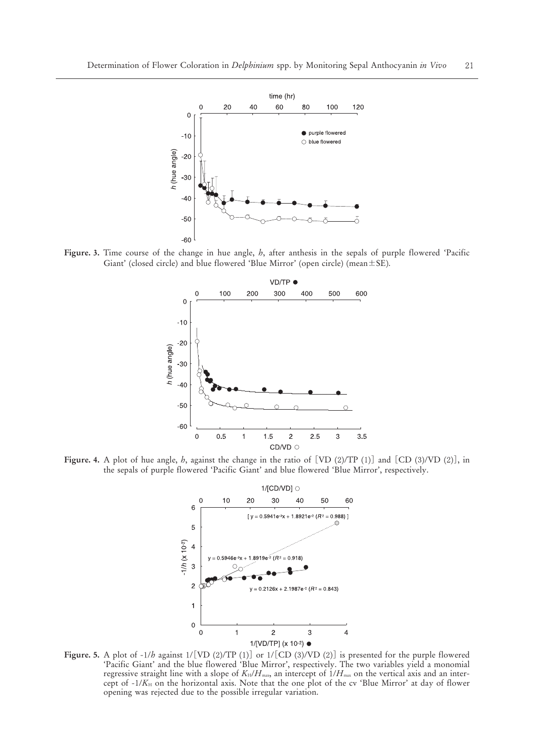**Figure. 3.** Time course of the change in hue angle, $h$, after anthesis in the sepals of purple flowered 'Pacific Giant' (closed circle) and blue flowered 'Blue Mirror' (open circle) (mean±SE).

**Figure. 4.** A plot of hue angle, $h$, against the change in the ratio of [VD (2)/TP (1)] and [CD (3)/VD (2)], in the sepals of purple flowered 'Pacific Giant' and blue flowered 'Blue Mirror', respectively.

**Figure. 5.** A plot of $-1/h$ against 1/[VD (2)/TP (1)] or 1/[CD (3)/VD (2)] is presented for the purple flowered 'Pacific Giant' and the blue flowered 'Blue Mirror', respectively. The two variables yield a monomial regressive straight line with a slope of $K_H/H_{max}$, an intercept of $1/H_{max}$ on the vertical axis and an intercept of $-1/K_H$ on the horizontal axis. Note that the one plot of the cv 'Blue Mirror' at day of flower opening was rejected due to the possible irregular variation.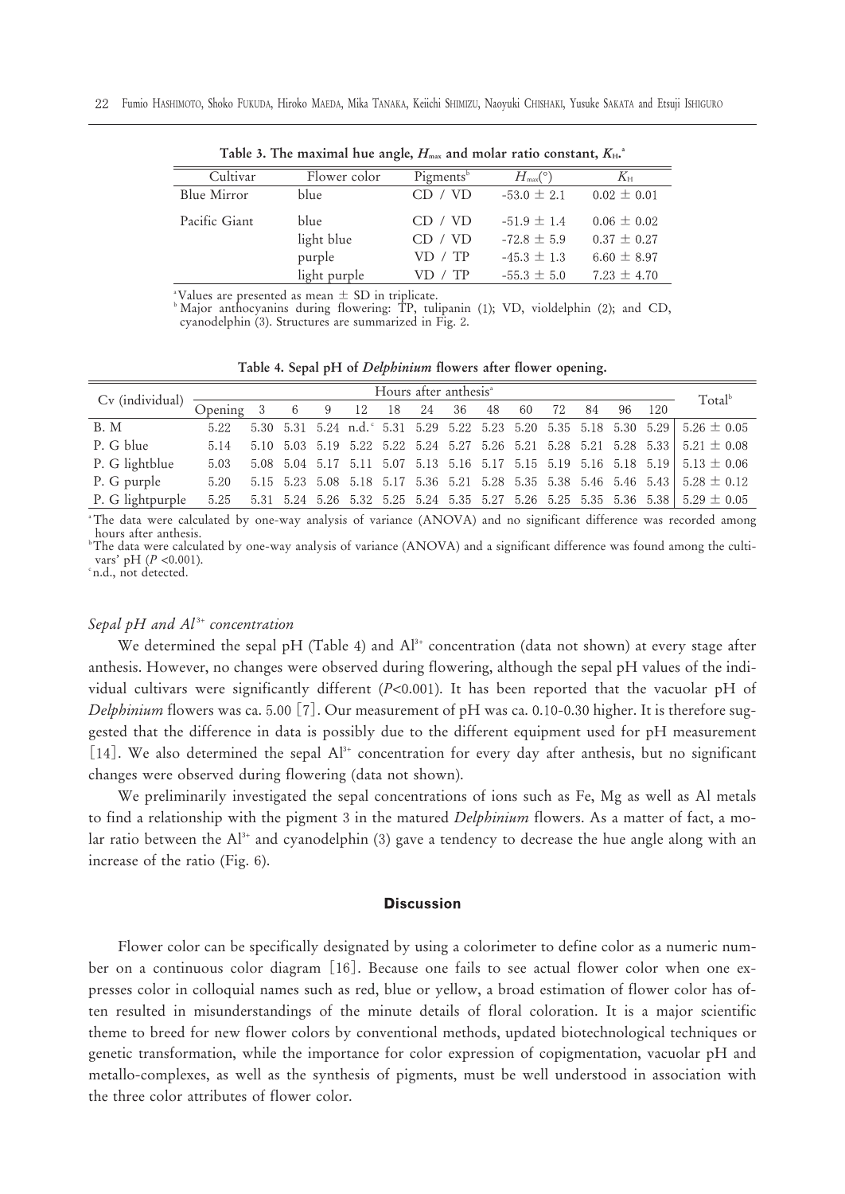Table 3. The maximal hue angle, $H_{max}$ and molar ratio constant, $K_H$.[a]

| Cultivar | Flower color | Pigments[b] | $H_{max}$(°) | $K_H$ |
|---|---|---|---|---|
| Blue Mirror | blue | CD / VD | -53.0 ± 2.1 | 0.02 ± 0.01 |
| Pacific Giant | blue | CD / VD | -51.9 ± 1.4 | 0.06 ± 0.02 |
| | light blue | CD / VD | -72.8 ± 5.9 | 0.37 ± 0.27 |
| | purple | VD / TP | -45.3 ± 1.3 | 6.60 ± 8.97 |
| | light purple | VD / TP | -55.3 ± 5.0 | 7.23 ± 4.70 |

[a] Values are presented as mean ± SD in triplicate.
[b] Major anthocyanins during flowering: TP, tulipanin (1); VD, violdelphin (2); and CD, cyanodelphin (3). Structures are summarized in Fig. 2.

Table 4. Sepal pH of *Delphinium* flowers after flower opening.

| Cv (individual) | Hours after anthesis[a] | | | | | | | | | | | | | | Total[b] |
|---|---|---|---|---|---|---|---|---|---|---|---|---|---|---|---|
| | Opening | 3 | 6 | 9 | 12 | 18 | 24 | 36 | 48 | 60 | 72 | 84 | 96 | 120 | |
| B. M | 5.22 | 5.30 | 5.31 | 5.24 | n.d.[c] | 5.31 | 5.29 | 5.22 | 5.23 | 5.20 | 5.35 | 5.18 | 5.30 | 5.29 | 5.26 ± 0.05 |
| P. G blue | 5.14 | 5.10 | 5.03 | 5.19 | 5.22 | 5.22 | 5.24 | 5.27 | 5.26 | 5.21 | 5.28 | 5.21 | 5.28 | 5.33 | 5.21 ± 0.08 |
| P. G lightblue | 5.03 | 5.08 | 5.04 | 5.17 | 5.11 | 5.07 | 5.13 | 5.16 | 5.17 | 5.15 | 5.19 | 5.16 | 5.18 | 5.19 | 5.13 ± 0.06 |
| P. G purple | 5.20 | 5.15 | 5.23 | 5.08 | 5.18 | 5.17 | 5.36 | 5.21 | 5.28 | 5.35 | 5.38 | 5.46 | 5.46 | 5.43 | 5.28 ± 0.12 |
| P. G lightpurple | 5.25 | 5.31 | 5.24 | 5.26 | 5.32 | 5.25 | 5.24 | 5.35 | 5.27 | 5.26 | 5.25 | 5.35 | 5.36 | 5.38 | 5.29 ± 0.05 |

[a] The data were calculated by one-way analysis of variance (ANOVA) and no significant difference was recorded among hours after anthesis.
[b] The data were calculated by one-way analysis of variance (ANOVA) and a significant difference was found among the cultivars' pH ($P$ <0.001).
[c] n.d., not detected.

### *Sepal pH and $Al^{3+}$ concentration*

We determined the sepal pH (Table 4) and $Al^{3+}$ concentration (data not shown) at every stage after anthesis. However, no changes were observed during flowering, although the sepal pH values of the individual cultivars were significantly different ($P$<0.001). It has been reported that the vacuolar pH of *Delphinium* flowers was ca. 5.00 [7]. Our measurement of pH was ca. 0.10-0.30 higher. It is therefore suggested that the difference in data is possibly due to the different equipment used for pH measurement [14]. We also determined the sepal $Al^{3+}$ concentration for every day after anthesis, but no significant changes were observed during flowering (data not shown).

We preliminarily investigated the sepal concentrations of ions such as Fe, Mg as well as Al metals to find a relationship with the pigment 3 in the matured *Delphinium* flowers. As a matter of fact, a molar ratio between the $Al^{3+}$ and cyanodelphin (3) gave a tendency to decrease the hue angle along with an increase of the ratio (Fig. 6).

## Discussion

Flower color can be specifically designated by using a colorimeter to define color as a numeric number on a continuous color diagram [16]. Because one fails to see actual flower color when one expresses color in colloquial names such as red, blue or yellow, a broad estimation of flower color has often resulted in misunderstandings of the minute details of floral coloration. It is a major scientific theme to breed for new flower colors by conventional methods, updated biotechnological techniques or genetic transformation, while the importance for color expression of copigmentation, vacuolar pH and metallo-complexes, as well as the synthesis of pigments, must be well understood in association with the three color attributes of flower color.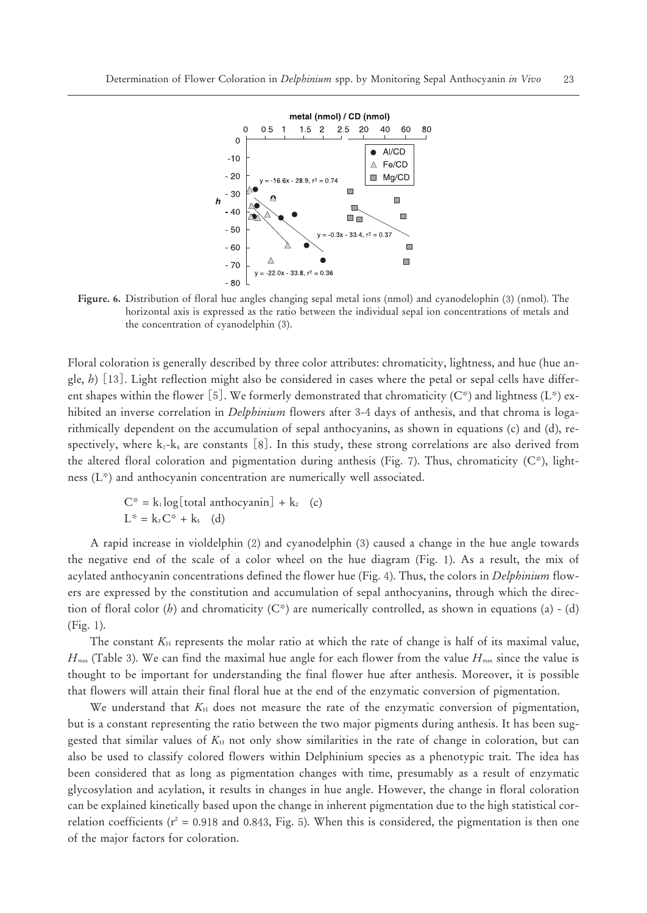**Figure. 6.** Distribution of floral hue angles changing sepal metal ions (nmol) and cyanodelophin (3) (nmol). The horizontal axis is expressed as the ratio between the individual sepal ion concentrations of metals and the concentration of cyanodelphin (3).

Floral coloration is generally described by three color attributes: chromaticity, lightness, and hue (hue angle, *h*) [13]. Light reflection might also be considered in cases where the petal or sepal cells have different shapes within the flower [5]. We formerly demonstrated that chromaticity ($C^*$) and lightness ($L^*$) exhibited an inverse correlation in *Delphinium* flowers after 3-4 days of anthesis, and that chroma is logarithmically dependent on the accumulation of sepal anthocyanins, as shown in equations (c) and (d), respectively, where $k_1$-$k_4$ are constants [8]. In this study, these strong correlations are also derived from the altered floral coloration and pigmentation during anthesis (Fig. 7). Thus, chromaticity ($C^*$), lightness ($L^*$) and anthocyanin concentration are numerically well associated.

$$C^* = k_1 \log[\text{total anthocyanin}] + k_2 \quad \text{(c)}$$

$$L^* = k_3 C^* + k_4 \quad \text{(d)}$$

A rapid increase in violdelphin (2) and cyanodelphin (3) caused a change in the hue angle towards the negative end of the scale of a color wheel on the hue diagram (Fig. 1). As a result, the mix of acylated anthocyanin concentrations defined the flower hue (Fig. 4). Thus, the colors in *Delphinium* flowers are expressed by the constitution and accumulation of sepal anthocyanins, through which the direction of floral color (*h*) and chromaticity ($C^*$) are numerically controlled, as shown in equations (a) - (d) (Fig. 1).

The constant $K_H$ represents the molar ratio at which the rate of change is half of its maximal value, $H_{max}$ (Table 3). We can find the maximal hue angle for each flower from the value $H_{max}$ since the value is thought to be important for understanding the final flower hue after anthesis. Moreover, it is possible that flowers will attain their final floral hue at the end of the enzymatic conversion of pigmentation.

We understand that $K_H$ does not measure the rate of the enzymatic conversion of pigmentation, but is a constant representing the ratio between the two major pigments during anthesis. It has been suggested that similar values of $K_H$ not only show similarities in the rate of change in coloration, but can also be used to classify colored flowers within Delphinium species as a phenotypic trait. The idea has been considered that as long as pigmentation changes with time, presumably as a result of enzymatic glycosylation and acylation, it results in changes in hue angle. However, the change in floral coloration can be explained kinetically based upon the change in inherent pigmentation due to the high statistical correlation coefficients ($r^2 = 0.918$ and $0.843$, Fig. 5). When this is considered, the pigmentation is then one of the major factors for coloration.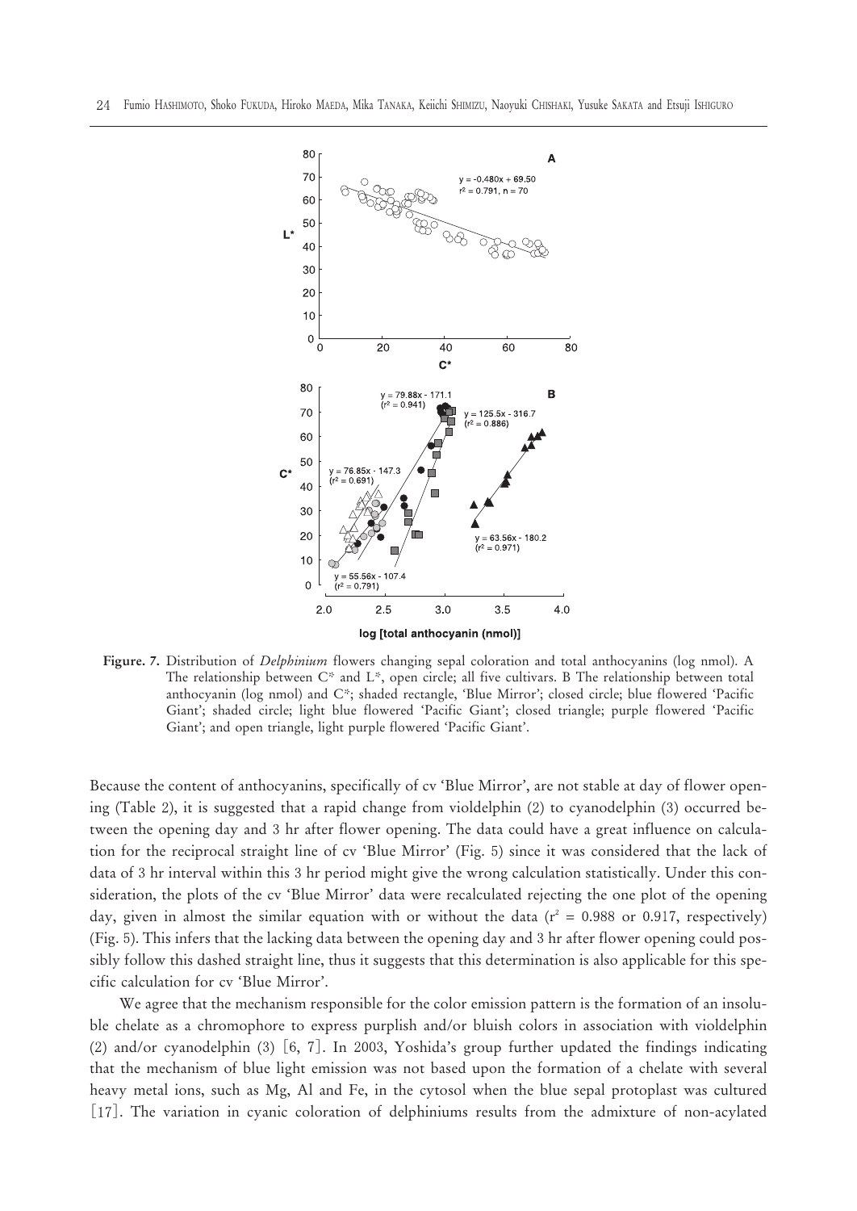**Figure. 7.** Distribution of *Delphinium* flowers changing sepal coloration and total anthocyanins (log nmol). A The relationship between C* and L*, open circle; all five cultivars. B The relationship between total anthocyanin (log nmol) and C*; shaded rectangle, 'Blue Mirror'; closed circle; blue flowered 'Pacific Giant'; shaded circle; light blue flowered 'Pacific Giant'; closed triangle; purple flowered 'Pacific Giant'; and open triangle, light purple flowered 'Pacific Giant'.

Because the content of anthocyanins, specifically of cv 'Blue Mirror', are not stable at day of flower opening (Table 2), it is suggested that a rapid change from violdelphin (2) to cyanodelphin (3) occurred between the opening day and 3 hr after flower opening. The data could have a great influence on calculation for the reciprocal straight line of cv 'Blue Mirror' (Fig. 5) since it was considered that the lack of data of 3 hr interval within this 3 hr period might give the wrong calculation statistically. Under this consideration, the plots of the cv 'Blue Mirror' data were recalculated rejecting the one plot of the opening day, given in almost the similar equation with or without the data ($r^2$ = 0.988 or 0.917, respectively) (Fig. 5). This infers that the lacking data between the opening day and 3 hr after flower opening could possibly follow this dashed straight line, thus it suggests that this determination is also applicable for this specific calculation for cv 'Blue Mirror'.

We agree that the mechanism responsible for the color emission pattern is the formation of an insoluble chelate as a chromophore to express purplish and/or bluish colors in association with violdelphin (2) and/or cyanodelphin (3) [6, 7]. In 2003, Yoshida's group further updated the findings indicating that the mechanism of blue light emission was not based upon the formation of a chelate with several heavy metal ions, such as Mg, Al and Fe, in the cytosol when the blue sepal protoplast was cultured [17]. The variation in cyanic coloration of delphiniums results from the admixture of non-acylated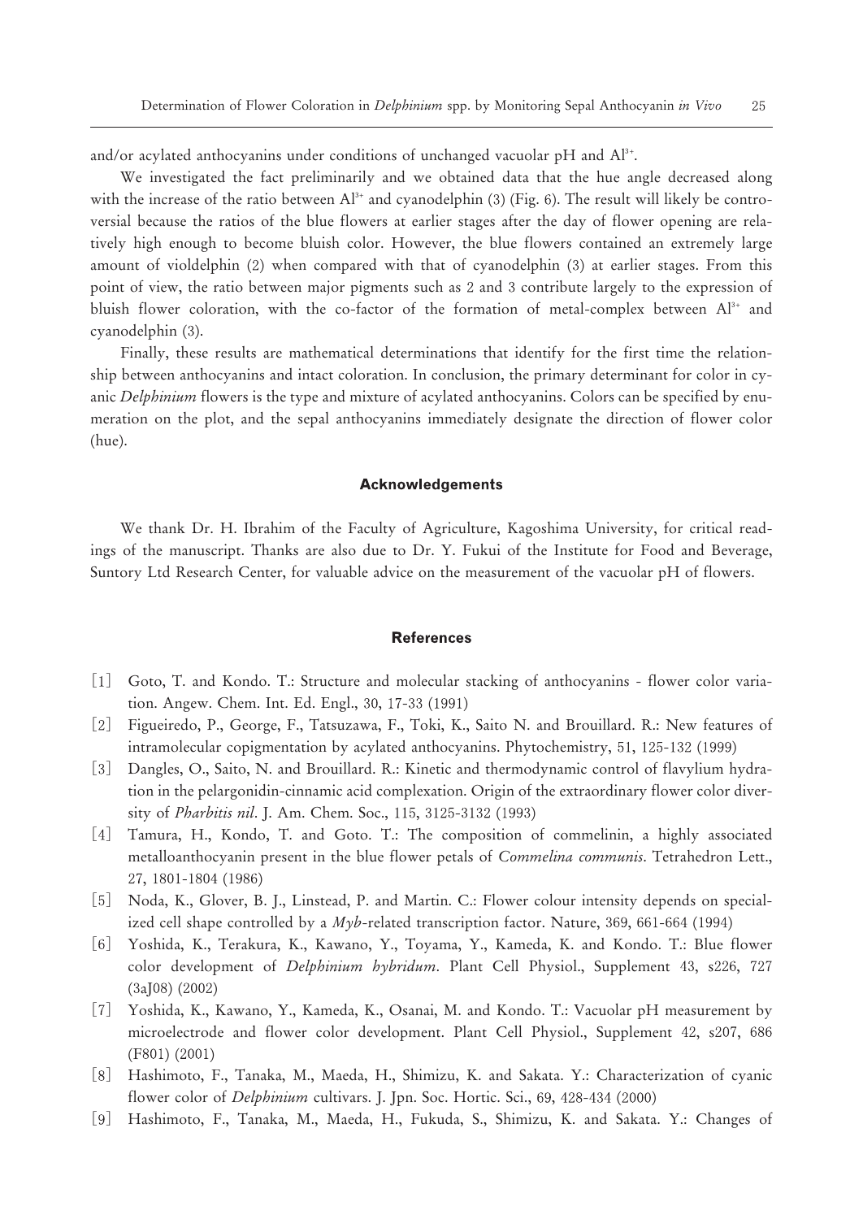and/or acylated anthocyanins under conditions of unchanged vacuolar pH and $Al^{3+}$.

We investigated the fact preliminarily and we obtained data that the hue angle decreased along with the increase of the ratio between $Al^{3+}$ and cyanodelphin (3) (Fig. 6). The result will likely be controversial because the ratios of the blue flowers at earlier stages after the day of flower opening are relatively high enough to become bluish color. However, the blue flowers contained an extremely large amount of violdelphin (2) when compared with that of cyanodelphin (3) at earlier stages. From this point of view, the ratio between major pigments such as 2 and 3 contribute largely to the expression of bluish flower coloration, with the co-factor of the formation of metal-complex between $Al^{3+}$ and cyanodelphin (3).

Finally, these results are mathematical determinations that identify for the first time the relationship between anthocyanins and intact coloration. In conclusion, the primary determinant for color in cyanic *Delphinium* flowers is the type and mixture of acylated anthocyanins. Colors can be specified by enumeration on the plot, and the sepal anthocyanins immediately designate the direction of flower color (hue).

## Acknowledgements

We thank Dr. H. Ibrahim of the Faculty of Agriculture, Kagoshima University, for critical readings of the manuscript. Thanks are also due to Dr. Y. Fukui of the Institute for Food and Beverage, Suntory Ltd Research Center, for valuable advice on the measurement of the vacuolar pH of flowers.

## References

[1] Goto, T. and Kondo. T.: Structure and molecular stacking of anthocyanins - flower color variation. Angew. Chem. Int. Ed. Engl., 30, 17-33 (1991)

[2] Figueiredo, P., George, F., Tatsuzawa, F., Toki, K., Saito N. and Brouillard. R.: New features of intramolecular copigmentation by acylated anthocyanins. Phytochemistry, 51, 125-132 (1999)

[3] Dangles, O., Saito, N. and Brouillard. R.: Kinetic and thermodynamic control of flavylium hydration in the pelargonidin-cinnamic acid complexation. Origin of the extraordinary flower color diversity of *Pharbitis nil*. J. Am. Chem. Soc., 115, 3125-3132 (1993)

[4] Tamura, H., Kondo, T. and Goto. T.: The composition of commelinin, a highly associated metalloanthocyanin present in the blue flower petals of *Commelina communis*. Tetrahedron Lett., 27, 1801-1804 (1986)

[5] Noda, K., Glover, B. J., Linstead, P. and Martin. C.: Flower colour intensity depends on specialized cell shape controlled by a *Myb*-related transcription factor. Nature, 369, 661-664 (1994)

[6] Yoshida, K., Terakura, K., Kawano, Y., Toyama, Y., Kameda, K. and Kondo. T.: Blue flower color development of *Delphinium hybridum*. Plant Cell Physiol., Supplement 43, s226, 727 (3aJ08) (2002)

[7] Yoshida, K., Kawano, Y., Kameda, K., Osanai, M. and Kondo. T.: Vacuolar pH measurement by microelectrode and flower color development. Plant Cell Physiol., Supplement 42, s207, 686 (F801) (2001)

[8] Hashimoto, F., Tanaka, M., Maeda, H., Shimizu, K. and Sakata. Y.: Characterization of cyanic flower color of *Delphinium* cultivars. J. Jpn. Soc. Hortic. Sci., 69, 428-434 (2000)

[9] Hashimoto, F., Tanaka, M., Maeda, H., Fukuda, S., Shimizu, K. and Sakata. Y.: Changes of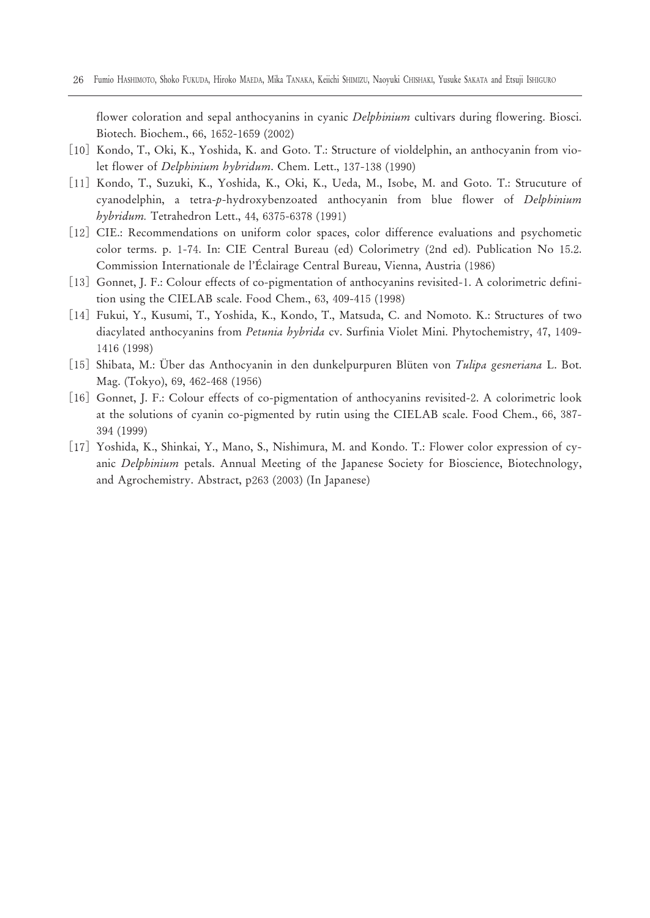flower coloration and sepal anthocyanins in cyanic *Delphinium* cultivars during flowering. Biosci. Biotech. Biochem., 66, 1652-1659 (2002)

[10] Kondo, T., Oki, K., Yoshida, K. and Goto. T.: Structure of violdelphin, an anthocyanin from violet flower of *Delphinium hybridum*. Chem. Lett., 137-138 (1990)

[11] Kondo, T., Suzuki, K., Yoshida, K., Oki, K., Ueda, M., Isobe, M. and Goto. T.: Strucuture of cyanodelphin, a tetra-*p*-hydroxybenzoated anthocyanin from blue flower of *Delphinium hybridum.* Tetrahedron Lett., 44, 6375-6378 (1991)

[12] CIE.: Recommendations on uniform color spaces, color difference evaluations and psychometic color terms. p. 1-74. In: CIE Central Bureau (ed) Colorimetry (2nd ed). Publication No 15.2. Commission Internationale de l'Éclairage Central Bureau, Vienna, Austria (1986)

[13] Gonnet, J. F.: Colour effects of co-pigmentation of anthocyanins revisited-1. A colorimetric definition using the CIELAB scale. Food Chem., 63, 409-415 (1998)

[14] Fukui, Y., Kusumi, T., Yoshida, K., Kondo, T., Matsuda, C. and Nomoto. K.: Structures of two diacylated anthocyanins from *Petunia hybrida* cv. Surfinia Violet Mini. Phytochemistry, 47, 1409-1416 (1998)

[15] Shibata, M.: Über das Anthocyanin in den dunkelpurpuren Blüten von *Tulipa gesneriana* L. Bot. Mag. (Tokyo), 69, 462-468 (1956)

[16] Gonnet, J. F.: Colour effects of co-pigmentation of anthocyanins revisited-2. A colorimetric look at the solutions of cyanin co-pigmented by rutin using the CIELAB scale. Food Chem., 66, 387-394 (1999)

[17] Yoshida, K., Shinkai, Y., Mano, S., Nishimura, M. and Kondo. T.: Flower color expression of cyanic *Delphinium* petals. Annual Meeting of the Japanese Society for Bioscience, Biotechnology, and Agrochemistry. Abstract, p263 (2003) (In Japanese)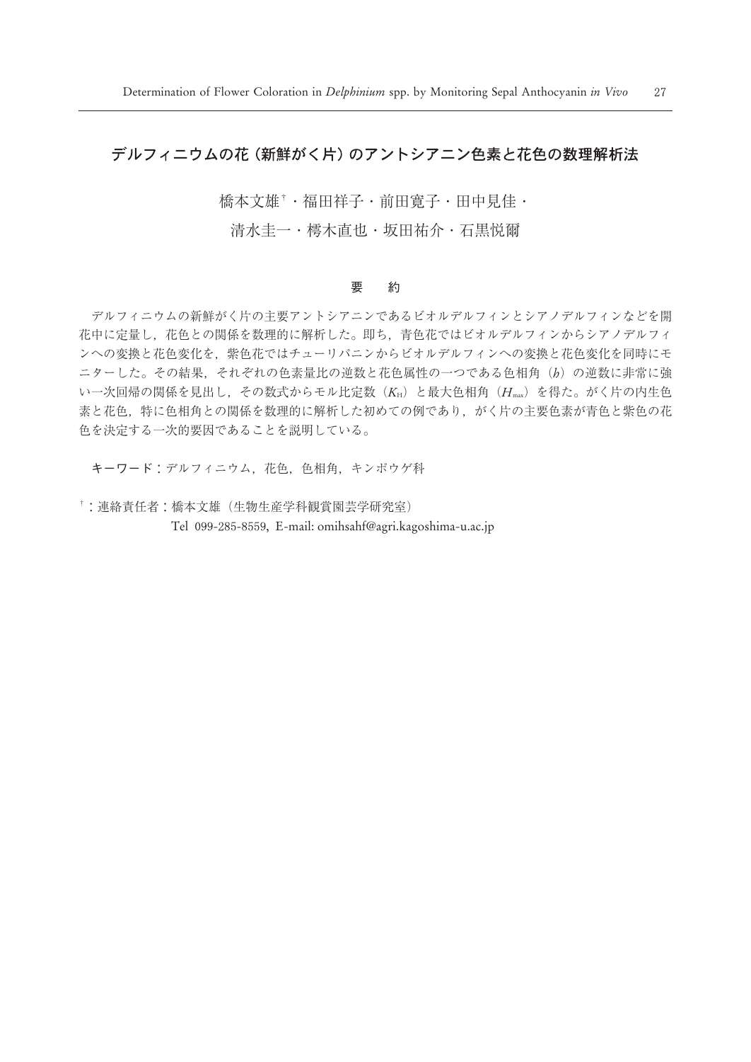# デルフィニウムの花（新鮮がく片）のアントシアニン色素と花色の数理解析法

橋本文雄[†]・福田祥子・前田寛子・田中見佳・
清水圭一・樗木直也・坂田祐介・石黒悦爾

## 要　約

デルフィニウムの新鮮がく片の主要アントシアニンであるビオルデルフィンとシアノデルフィンなどを開花中に定量し，花色との関係を数理的に解析した。即ち，青色花ではビオルデルフィンからシアノデルフィンへの変換と花色変化を，紫色花ではチューリパニンからビオルデルフィンへの変換と花色変化を同時にモニターした。その結果，それぞれの色素量比の逆数と花色属性の一つである色相角（$h$）の逆数に非常に強い一次回帰の関係を見出し，その数式からモル比定数（$K_H$）と最大色相角（$H_{max}$）を得た。がく片の内生色素と花色，特に色相角との関係を数理的に解析した初めての例であり，がく片の主要色素が青色と紫色の花色を決定する一次的要因であることを説明している。

**キーワード**：デルフィニウム，花色，色相角，キンポウゲ科

[†]：連絡責任者：橋本文雄（生物生産学科観賞園芸学研究室）
Tel 099-285-8559, E-mail: omihsahf@agri.kagoshima-u.ac.jp